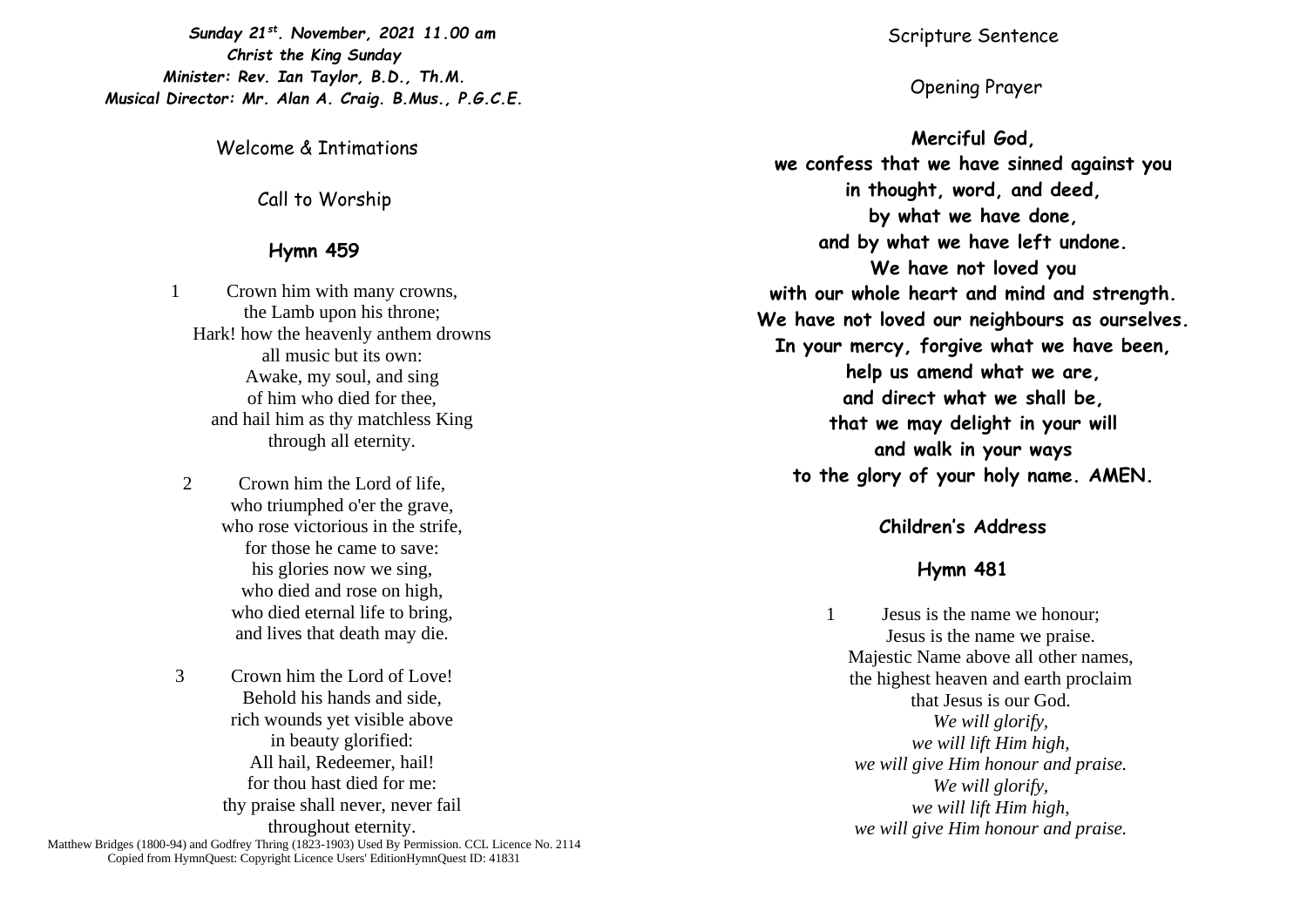***Sunday 21st. November, 2021 11.00 am***
***Christ the King Sunday***
***Minister: Rev. Ian Taylor, B.D., Th.M.***
***Musical Director: Mr. Alan A. Craig. B.Mus., P.G.C.E.***

Welcome & Intimations

Call to Worship

**Hymn 459**

1 Crown him with many crowns,
the Lamb upon his throne;
Hark! how the heavenly anthem drowns
all music but its own:
Awake, my soul, and sing
of him who died for thee,
and hail him as thy matchless King
through all eternity.

2 Crown him the Lord of life,
who triumphed o'er the grave,
who rose victorious in the strife,
for those he came to save:
his glories now we sing,
who died and rose on high,
who died eternal life to bring,
and lives that death may die.

3 Crown him the Lord of Love!
Behold his hands and side,
rich wounds yet visible above
in beauty glorified:
All hail, Redeemer, hail!
for thou hast died for me:
thy praise shall never, never fail
throughout eternity.

Matthew Bridges (1800-94) and Godfrey Thring (1823-1903) Used By Permission. CCL Licence No. 2114
Copied from HymnQuest: Copyright Licence Users' EditionHymnQuest ID: 41831

Scripture Sentence

Opening Prayer

**Merciful God,**
**we confess that we have sinned against you**
**in thought, word, and deed,**
**by what we have done,**
**and by what we have left undone.**
**We have not loved you**
**with our whole heart and mind and strength.**
**We have not loved our neighbours as ourselves.**
**In your mercy, forgive what we have been,**
**help us amend what we are,**
**and direct what we shall be,**
**that we may delight in your will**
**and walk in your ways**
**to the glory of your holy name. AMEN.**

**Children's Address**

**Hymn 481**

1 Jesus is the name we honour;
Jesus is the name we praise.
Majestic Name above all other names,
the highest heaven and earth proclaim
that Jesus is our God.
*We will glorify,*
*we will lift Him high,*
*we will give Him honour and praise.*
*We will glorify,*
*we will lift Him high,*
*we will give Him honour and praise.*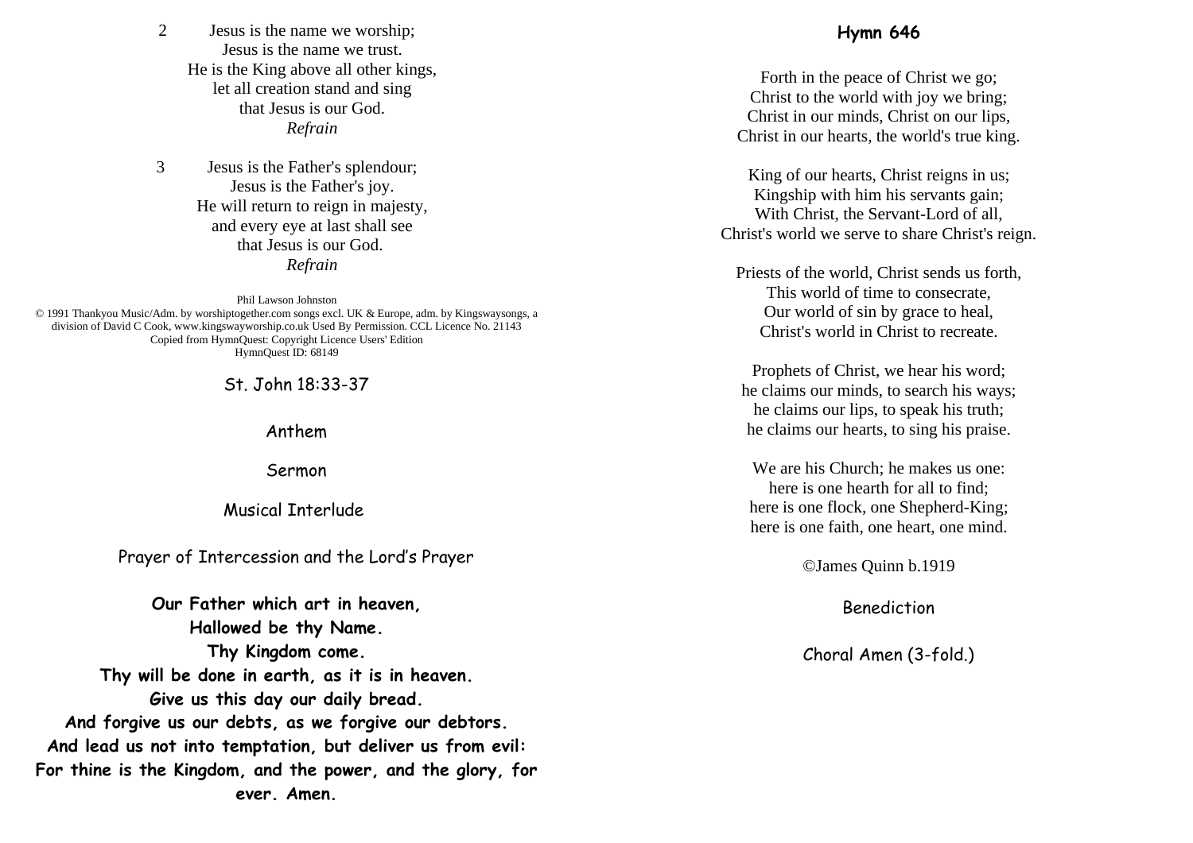2 Jesus is the name we worship;
Jesus is the name we trust.
He is the King above all other kings,
let all creation stand and sing
that Jesus is our God.
*Refrain*

3 Jesus is the Father's splendour;
Jesus is the Father's joy.
He will return to reign in majesty,
and every eye at last shall see
that Jesus is our God.
*Refrain*

Phil Lawson Johnston
© 1991 Thankyou Music/Adm. by worshiptogether.com songs excl. UK & Europe, adm. by Kingswaysongs, a division of David C Cook, www.kingswayworship.co.uk Used By Permission. CCL Licence No. 21143
Copied from HymnQuest: Copyright Licence Users' Edition
HymnQuest ID: 68149

St. John 18:33-37

Anthem

Sermon

Musical Interlude

Prayer of Intercession and the Lord's Prayer

**Our Father which art in heaven,**
**Hallowed be thy Name.**
**Thy Kingdom come.**
**Thy will be done in earth, as it is in heaven.**
**Give us this day our daily bread.**
**And forgive us our debts, as we forgive our debtors.**
**And lead us not into temptation, but deliver us from evil:**
**For thine is the Kingdom, and the power, and the glory, for ever. Amen.**

## Hymn 646

Forth in the peace of Christ we go;
Christ to the world with joy we bring;
Christ in our minds, Christ on our lips,
Christ in our hearts, the world's true king.

King of our hearts, Christ reigns in us;
Kingship with him his servants gain;
With Christ, the Servant-Lord of all,
Christ's world we serve to share Christ's reign.

Priests of the world, Christ sends us forth,
This world of time to consecrate,
Our world of sin by grace to heal,
Christ's world in Christ to recreate.

Prophets of Christ, we hear his word;
he claims our minds, to search his ways;
he claims our lips, to speak his truth;
he claims our hearts, to sing his praise.

We are his Church; he makes us one:
here is one hearth for all to find;
here is one flock, one Shepherd-King;
here is one faith, one heart, one mind.

©James Quinn b.1919

Benediction

Choral Amen (3-fold.)